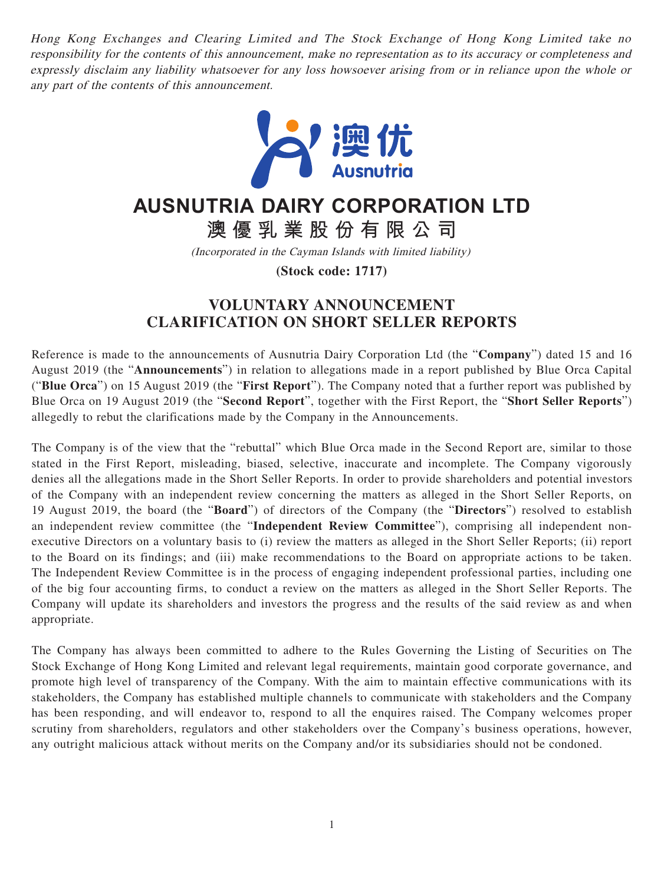*Hong Kong Exchanges and Clearing Limited and The Stock Exchange of Hong Kong Limited take no responsibility for the contents of this announcement, make no representation as to its accuracy or completeness and expressly disclaim any liability whatsoever for any loss howsoever arising from or in reliance upon the whole or any part of the contents of this announcement.*

澳优
Ausnutria

# AUSNUTRIA DAIRY CORPORATION LTD

# 澳優乳業股份有限公司

*(Incorporated in the Cayman Islands with limited liability)*

**(Stock code: 1717)**

## VOLUNTARY ANNOUNCEMENT
## CLARIFICATION ON SHORT SELLER REPORTS

Reference is made to the announcements of Ausnutria Dairy Corporation Ltd (the "**Company**") dated 15 and 16 August 2019 (the "**Announcements**") in relation to allegations made in a report published by Blue Orca Capital ("**Blue Orca**") on 15 August 2019 (the "**First Report**"). The Company noted that a further report was published by Blue Orca on 19 August 2019 (the "**Second Report**", together with the First Report, the "**Short Seller Reports**") allegedly to rebut the clarifications made by the Company in the Announcements.

The Company is of the view that the "rebuttal" which Blue Orca made in the Second Report are, similar to those stated in the First Report, misleading, biased, selective, inaccurate and incomplete. The Company vigorously denies all the allegations made in the Short Seller Reports. In order to provide shareholders and potential investors of the Company with an independent review concerning the matters as alleged in the Short Seller Reports, on 19 August 2019, the board (the "**Board**") of directors of the Company (the "**Directors**") resolved to establish an independent review committee (the "**Independent Review Committee**"), comprising all independent non-executive Directors on a voluntary basis to (i) review the matters as alleged in the Short Seller Reports; (ii) report to the Board on its findings; and (iii) make recommendations to the Board on appropriate actions to be taken. The Independent Review Committee is in the process of engaging independent professional parties, including one of the big four accounting firms, to conduct a review on the matters as alleged in the Short Seller Reports. The Company will update its shareholders and investors the progress and the results of the said review as and when appropriate.

The Company has always been committed to adhere to the Rules Governing the Listing of Securities on The Stock Exchange of Hong Kong Limited and relevant legal requirements, maintain good corporate governance, and promote high level of transparency of the Company. With the aim to maintain effective communications with its stakeholders, the Company has established multiple channels to communicate with stakeholders and the Company has been responding, and will endeavor to, respond to all the enquires raised. The Company welcomes proper scrutiny from shareholders, regulators and other stakeholders over the Company's business operations, however, any outright malicious attack without merits on the Company and/or its subsidiaries should not be condoned.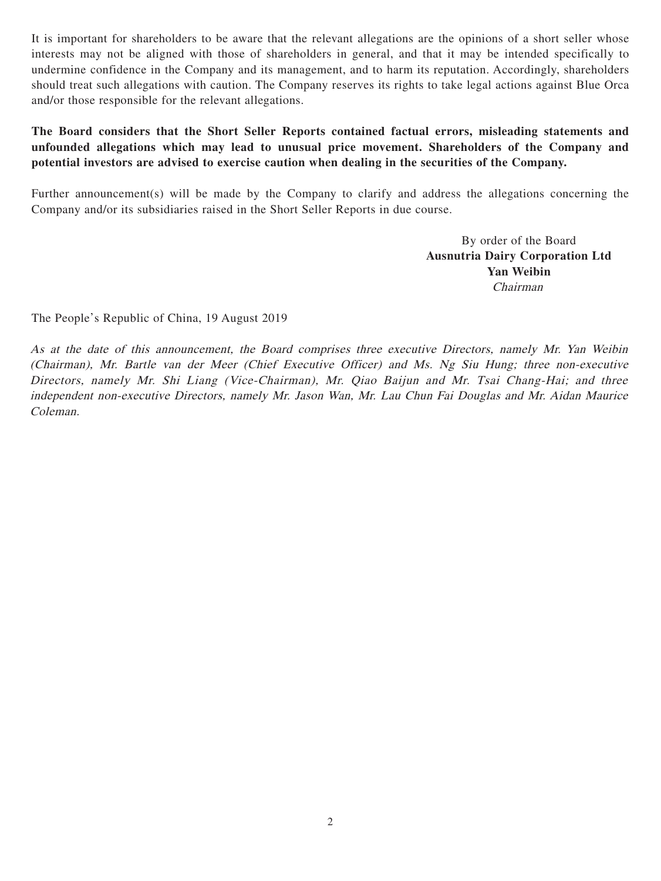It is important for shareholders to be aware that the relevant allegations are the opinions of a short seller whose interests may not be aligned with those of shareholders in general, and that it may be intended specifically to undermine confidence in the Company and its management, and to harm its reputation. Accordingly, shareholders should treat such allegations with caution. The Company reserves its rights to take legal actions against Blue Orca and/or those responsible for the relevant allegations.

**The Board considers that the Short Seller Reports contained factual errors, misleading statements and unfounded allegations which may lead to unusual price movement. Shareholders of the Company and potential investors are advised to exercise caution when dealing in the securities of the Company.**

Further announcement(s) will be made by the Company to clarify and address the allegations concerning the Company and/or its subsidiaries raised in the Short Seller Reports in due course.

By order of the Board
**Ausnutria Dairy Corporation Ltd**
**Yan Weibin**
*Chairman*

The People's Republic of China, 19 August 2019

*As at the date of this announcement, the Board comprises three executive Directors, namely Mr. Yan Weibin (Chairman), Mr. Bartle van der Meer (Chief Executive Officer) and Ms. Ng Siu Hung; three non-executive Directors, namely Mr. Shi Liang (Vice-Chairman), Mr. Qiao Baijun and Mr. Tsai Chang-Hai; and three independent non-executive Directors, namely Mr. Jason Wan, Mr. Lau Chun Fai Douglas and Mr. Aidan Maurice Coleman.*